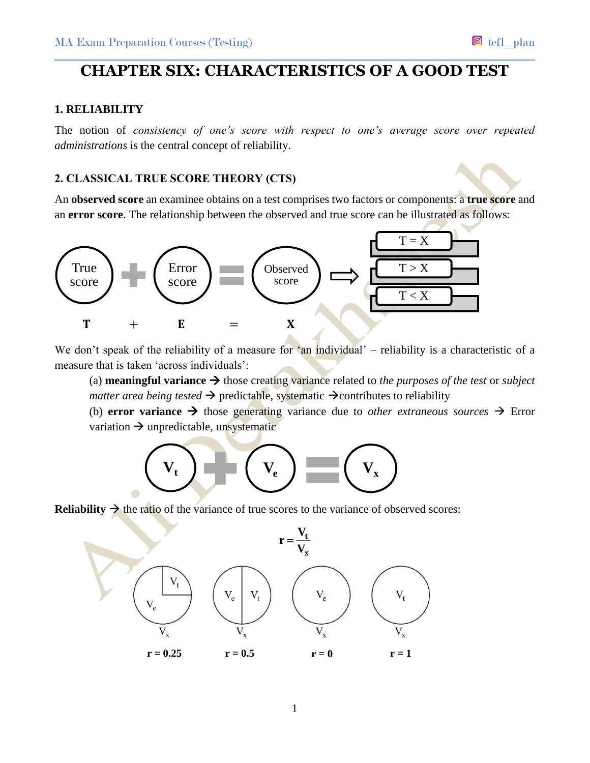# CHAPTER SIX: CHARACTERISTICS OF A GOOD TEST

## 1. RELIABILITY

The notion of *consistency of one's score with respect to one's average score over repeated administrations* is the central concept of reliability.

## 2. CLASSICAL TRUE SCORE THEORY (CTS)

An **observed score** an examinee obtains on a test comprises two factors or components: a **true score** and an **error score**. The relationship between the observed and true score can be illustrated as follows:

True score + Error score = Observed score ⇨ T = X; T > X; T < X

**T** + **E** = **X**

We don't speak of the reliability of a measure for 'an individual' – reliability is a characteristic of a measure that is taken 'across individuals':

(a) **meaningful variance** → those creating variance related to *the purposes of the test* or *subject matter area being tested* → predictable, systematic →contributes to reliability

(b) **error variance** → those generating variance due to *other extraneous sources* → Error variation → unpredictable, unsystematic

$$V_t + V_e = V_x$$

**Reliability** → the ratio of the variance of true scores to the variance of observed scores:

$$r = \frac{V_t}{V_x}$$

| $V_t$, $V_e$ / $V_x$ | $V_e$, $V_t$ / $V_x$ | $V_e$ / $V_x$ | $V_t$ / $V_x$ |
|---|---|---|---|
| **r = 0.25** | **r = 0.5** | **r = 0** | **r = 1** |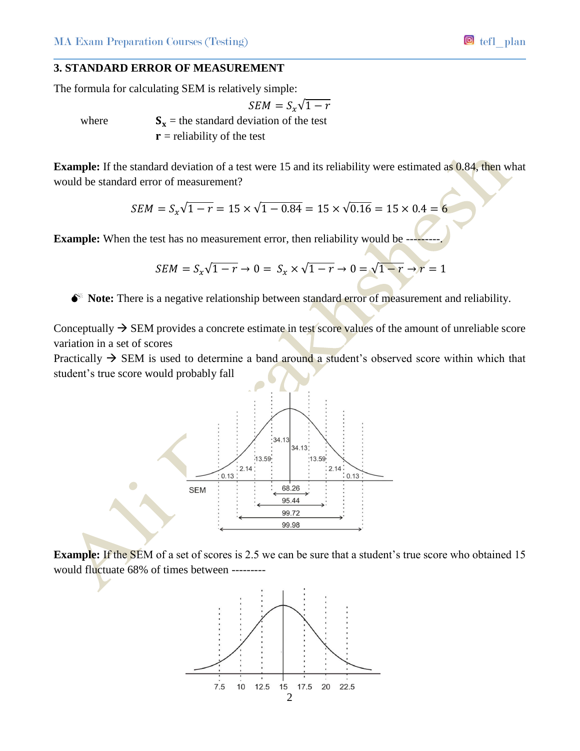### 3. STANDARD ERROR OF MEASUREMENT

The formula for calculating SEM is relatively simple:

$$SEM = S_x\sqrt{1-r}$$

where $\mathbf{S_x}$ = the standard deviation of the test
**r** = reliability of the test

**Example:** If the standard deviation of a test were 15 and its reliability were estimated as 0.84, then what would be standard error of measurement?

$$SEM = S_x\sqrt{1-r} = 15 \times \sqrt{1-0.84} = 15 \times \sqrt{0.16} = 15 \times 0.4 = 6$$

**Example:** When the test has no measurement error, then reliability would be ---------.

$$SEM = S_x\sqrt{1-r} \rightarrow 0 = S_x \times \sqrt{1-r} \rightarrow 0 = \sqrt{1-r} \rightarrow r = 1$$

- **Note:** There is a negative relationship between standard error of measurement and reliability.

Conceptually → SEM provides a concrete estimate in test score values of the amount of unreliable score variation in a set of scores

Practically → SEM is used to determine a band around a student's observed score within which that student's true score would probably fall

**Example:** If the SEM of a set of scores is 2.5 we can be sure that a student's true score who obtained 15 would fluctuate 68% of times between ---------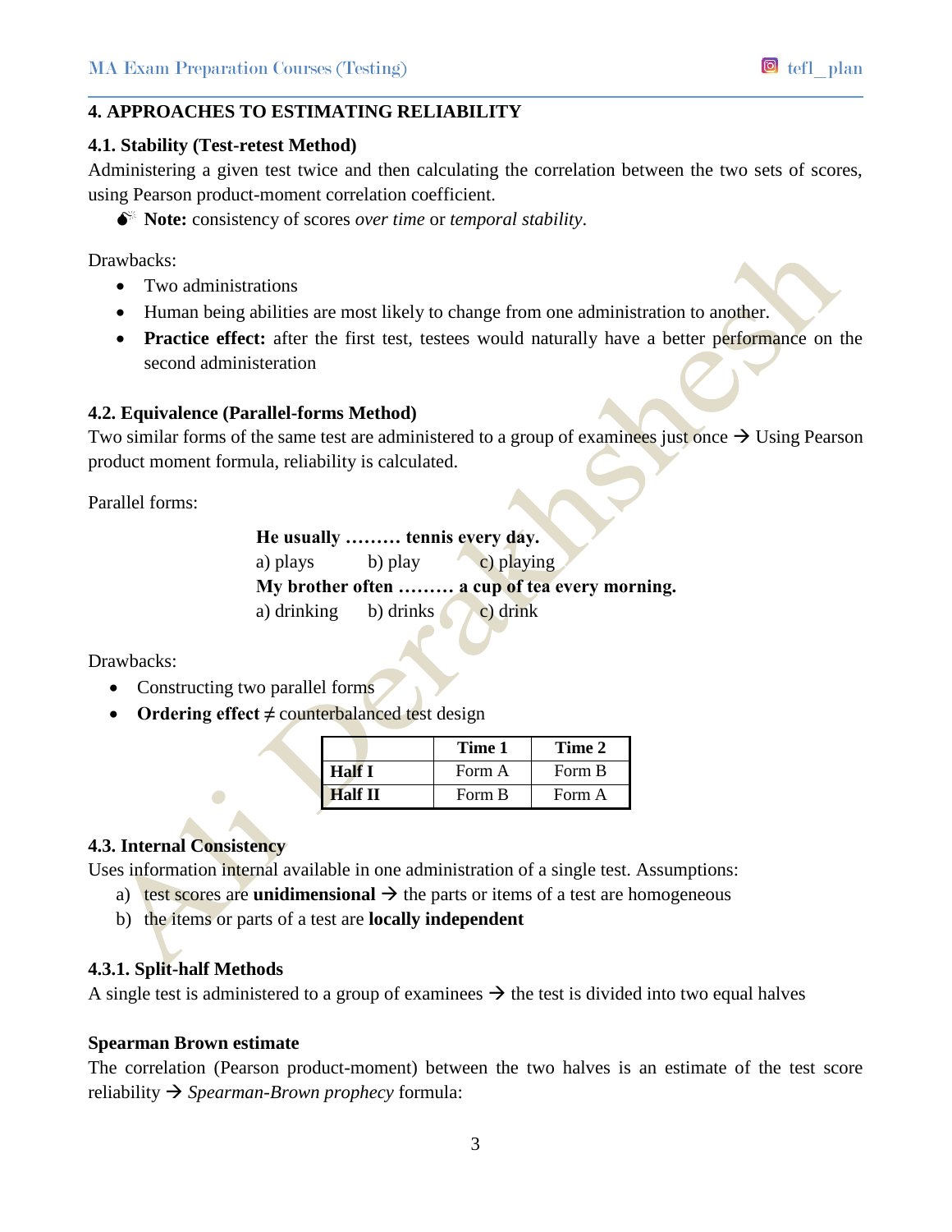## 4. APPROACHES TO ESTIMATING RELIABILITY

### 4.1. Stability (Test-retest Method)

Administering a given test twice and then calculating the correlation between the two sets of scores, using Pearson product-moment correlation coefficient.

- **Note:** consistency of scores *over time* or *temporal stability*.

Drawbacks:

- Two administrations
- Human being abilities are most likely to change from one administration to another.
- **Practice effect:** after the first test, testees would naturally have a better performance on the second administeration

### 4.2. Equivalence (Parallel-forms Method)

Two similar forms of the same test are administered to a group of examinees just once → Using Pearson product moment formula, reliability is calculated.

Parallel forms:

**He usually ……… tennis every day.**
a) plays  b) play  c) playing
**My brother often ……… a cup of tea every morning.**
a) drinking  b) drinks  c) drink

Drawbacks:

- Constructing two parallel forms
- **Ordering effect** ≠ counterbalanced test design

| | Time 1 | Time 2 |
|---|---|---|
| **Half I** | Form A | Form B |
| **Half II** | Form B | Form A |

### 4.3. Internal Consistency

Uses information internal available in one administration of a single test. Assumptions:

a) test scores are **unidimensional** → the parts or items of a test are homogeneous
b) the items or parts of a test are **locally independent**

#### 4.3.1. Split-half Methods

A single test is administered to a group of examinees → the test is divided into two equal halves

**Spearman Brown estimate**

The correlation (Pearson product-moment) between the two halves is an estimate of the test score reliability → *Spearman-Brown prophecy* formula: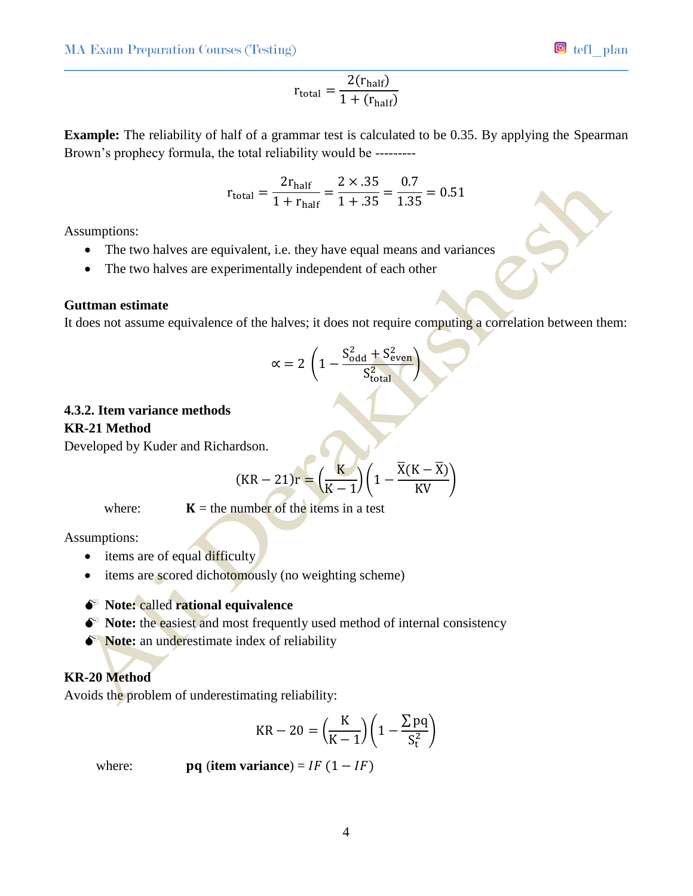$$r_{total} = \frac{2(r_{half})}{1 + (r_{half})}$$

**Example:** The reliability of half of a grammar test is calculated to be 0.35. By applying the Spearman Brown's prophecy formula, the total reliability would be ---------

$$r_{total} = \frac{2r_{half}}{1 + r_{half}} = \frac{2 \times .35}{1 + .35} = \frac{0.7}{1.35} = 0.51$$

Assumptions:

- The two halves are equivalent, i.e. they have equal means and variances
- The two halves are experimentally independent of each other

**Guttman estimate**

It does not assume equivalence of the halves; it does not require computing a correlation between them:

$$\propto = 2\left(1 - \frac{S_{odd}^2 + S_{even}^2}{S_{total}^2}\right)$$

**4.3.2. Item variance methods**

**KR-21 Method**

Developed by Kuder and Richardson.

$$(KR - 21)r = \left(\frac{K}{K-1}\right)\left(1 - \frac{\bar{X}(K - \bar{X})}{KV}\right)$$

where: **K** = the number of the items in a test

Assumptions:

- items are of equal difficulty
- items are scored dichotomously (no weighting scheme)

- **Note:** called **rational equivalence**
- **Note:** the easiest and most frequently used method of internal consistency
- **Note:** an underestimate index of reliability

**KR-20 Method**

Avoids the problem of underestimating reliability:

$$KR - 20 = \left(\frac{K}{K-1}\right)\left(1 - \frac{\sum pq}{S_t^2}\right)$$

where: **pq (item variance)** = $IF\ (1 - IF)$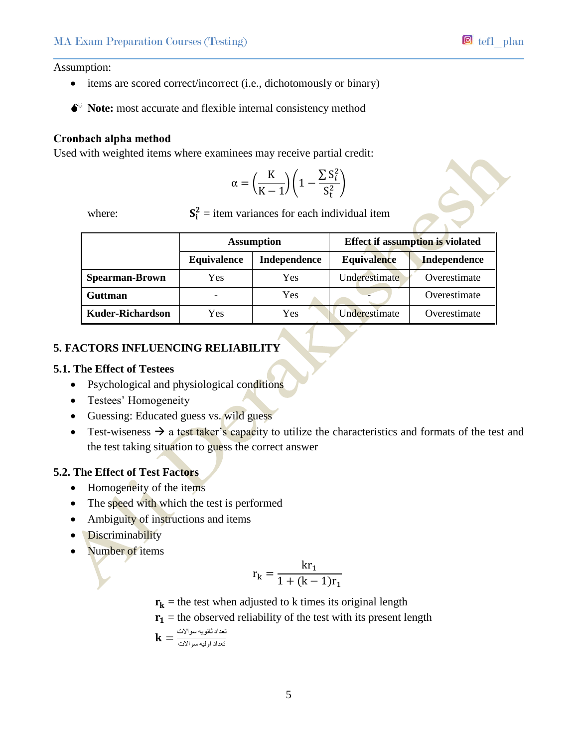Assumption:

- items are scored correct/incorrect (i.e., dichotomously or binary)

- **Note:** most accurate and flexible internal consistency method

**Cronbach alpha method**

Used with weighted items where examinees may receive partial credit:

$$\alpha = \left(\frac{K}{K-1}\right)\left(1 - \frac{\sum S_i^2}{S_t^2}\right)$$

where: $\mathbf{S_i^2}$ = item variances for each individual item

| | Assumption | | Effect if assumption is violated | |
|---|---|---|---|---|
| | Equivalence | Independence | Equivalence | Independence |
| **Spearman-Brown** | Yes | Yes | Underestimate | Overestimate |
| **Guttman** | - | Yes | - | Overestimate |
| **Kuder-Richardson** | Yes | Yes | Underestimate | Overestimate |

## 5. FACTORS INFLUENCING RELIABILITY

### 5.1. The Effect of Testees

- Psychological and physiological conditions
- Testees' Homogeneity
- Guessing: Educated guess vs. wild guess
- Test-wiseness → a test taker's capacity to utilize the characteristics and formats of the test and the test taking situation to guess the correct answer

### 5.2. The Effect of Test Factors

- Homogeneity of the items
- The speed with which the test is performed
- Ambiguity of instructions and items
- Discriminability
- Number of items

$$r_k = \frac{kr_1}{1 + (k-1)r_1}$$

$\mathbf{r_k}$ = the test when adjusted to k times its original length

$\mathbf{r_1}$ = the observed reliability of the test with its present length

$\mathbf{k} = \frac{\text{تعداد ثانویه سوالات}}{\text{تعداد اولیه سوالات}}$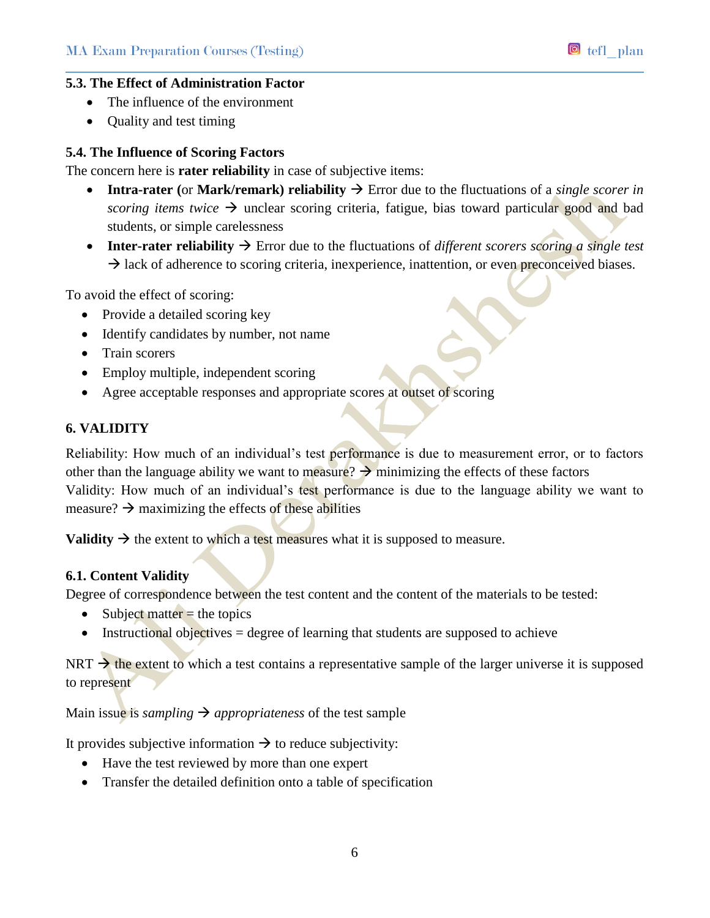### 5.3. The Effect of Administration Factor

- The influence of the environment
- Quality and test timing

### 5.4. The Influence of Scoring Factors

The concern here is **rater reliability** in case of subjective items:

- **Intra-rater (**or **Mark/remark) reliability** → Error due to the fluctuations of a *single scorer in scoring items twice* → unclear scoring criteria, fatigue, bias toward particular good and bad students, or simple carelessness
- **Inter-rater reliability** → Error due to the fluctuations of *different scorers scoring a single test* → lack of adherence to scoring criteria, inexperience, inattention, or even preconceived biases.

To avoid the effect of scoring:

- Provide a detailed scoring key
- Identify candidates by number, not name
- Train scorers
- Employ multiple, independent scoring
- Agree acceptable responses and appropriate scores at outset of scoring

## 6. VALIDITY

Reliability: How much of an individual's test performance is due to measurement error, or to factors other than the language ability we want to measure? → minimizing the effects of these factors
Validity: How much of an individual's test performance is due to the language ability we want to measure? → maximizing the effects of these abilities

**Validity** → the extent to which a test measures what it is supposed to measure.

### 6.1. Content Validity

Degree of correspondence between the test content and the content of the materials to be tested:

- Subject matter = the topics
- Instructional objectives = degree of learning that students are supposed to achieve

NRT → the extent to which a test contains a representative sample of the larger universe it is supposed to represent

Main issue is *sampling* → *appropriateness* of the test sample

It provides subjective information → to reduce subjectivity:

- Have the test reviewed by more than one expert
- Transfer the detailed definition onto a table of specification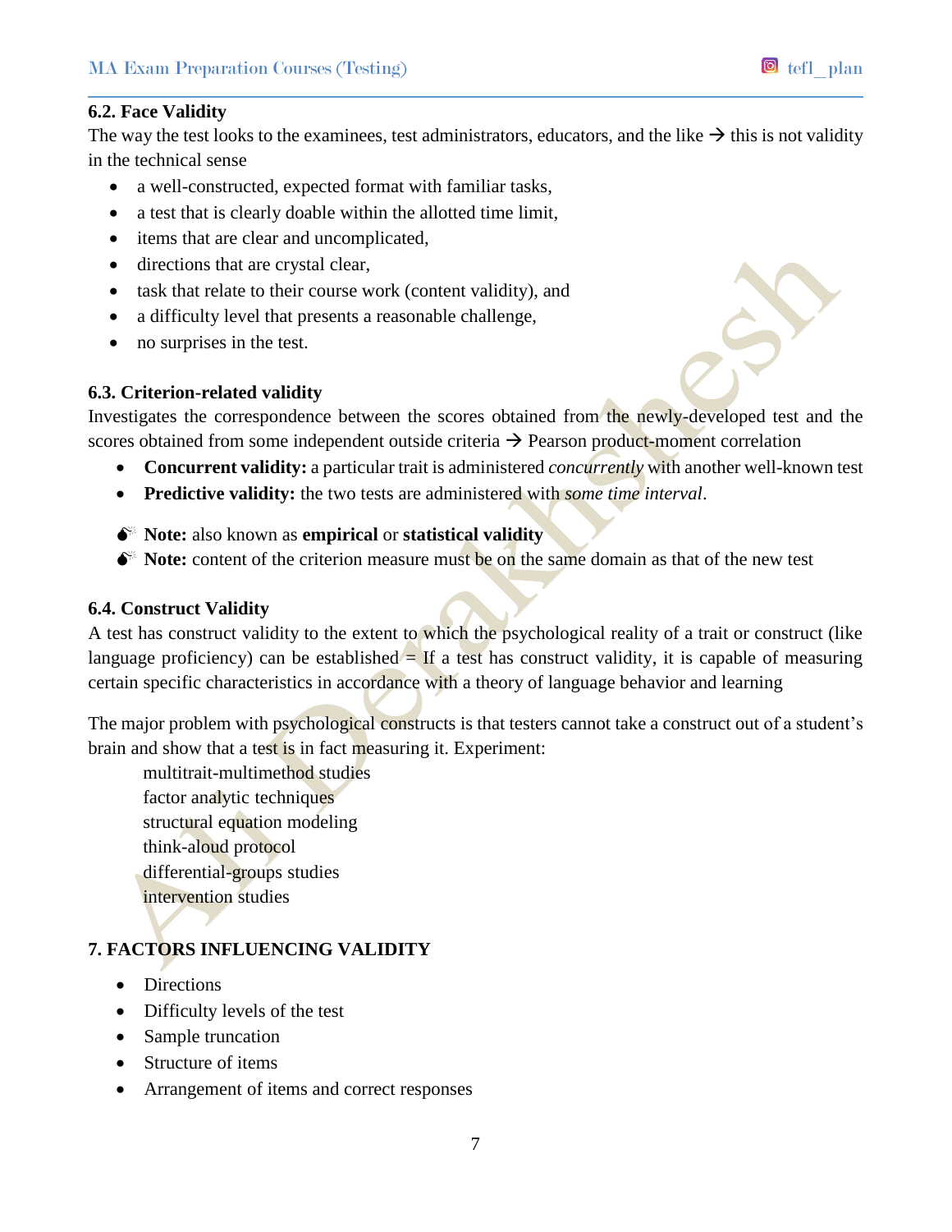### 6.2. Face Validity

The way the test looks to the examinees, test administrators, educators, and the like → this is not validity in the technical sense

- a well-constructed, expected format with familiar tasks,
- a test that is clearly doable within the allotted time limit,
- items that are clear and uncomplicated,
- directions that are crystal clear,
- task that relate to their course work (content validity), and
- a difficulty level that presents a reasonable challenge,
- no surprises in the test.

### 6.3. Criterion-related validity

Investigates the correspondence between the scores obtained from the newly-developed test and the scores obtained from some independent outside criteria → Pearson product-moment correlation

- **Concurrent validity:** a particular trait is administered *concurrently* with another well-known test
- **Predictive validity:** the two tests are administered with *some time interval*.

💣 **Note:** also known as **empirical** or **statistical validity**

💣 **Note:** content of the criterion measure must be on the same domain as that of the new test

### 6.4. Construct Validity

A test has construct validity to the extent to which the psychological reality of a trait or construct (like language proficiency) can be established = If a test has construct validity, it is capable of measuring certain specific characteristics in accordance with a theory of language behavior and learning

The major problem with psychological constructs is that testers cannot take a construct out of a student's brain and show that a test is in fact measuring it. Experiment:

multitrait-multimethod studies
factor analytic techniques
structural equation modeling
think-aloud protocol
differential-groups studies
intervention studies

## 7. FACTORS INFLUENCING VALIDITY

- Directions
- Difficulty levels of the test
- Sample truncation
- Structure of items
- Arrangement of items and correct responses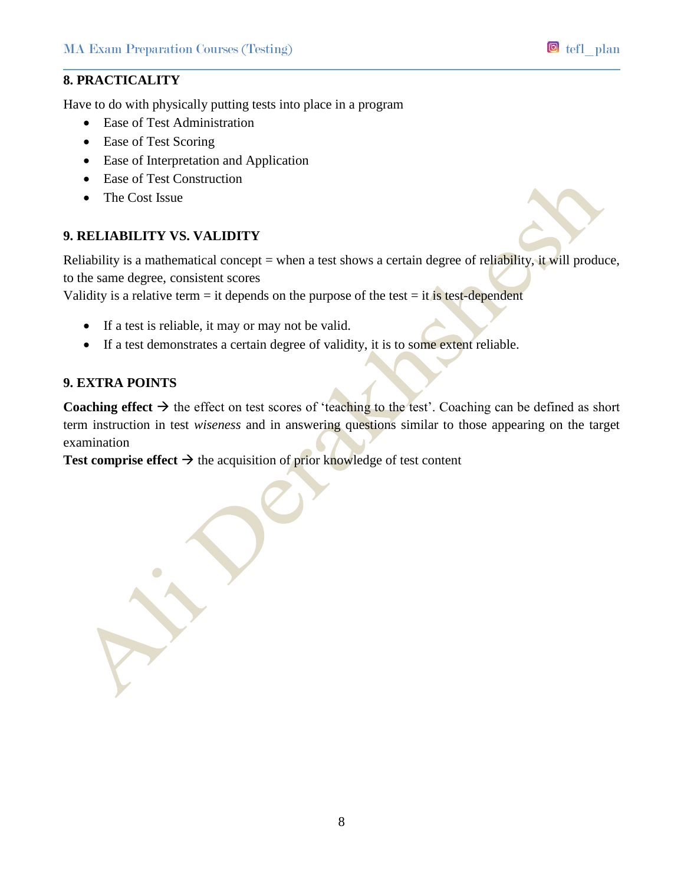## 8. PRACTICALITY

Have to do with physically putting tests into place in a program

- Ease of Test Administration
- Ease of Test Scoring
- Ease of Interpretation and Application
- Ease of Test Construction
- The Cost Issue

## 9. RELIABILITY VS. VALIDITY

Reliability is a mathematical concept = when a test shows a certain degree of reliability, it will produce, to the same degree, consistent scores

Validity is a relative term = it depends on the purpose of the test = it is test-dependent

- If a test is reliable, it may or may not be valid.
- If a test demonstrates a certain degree of validity, it is to some extent reliable.

## 9. EXTRA POINTS

**Coaching effect** → the effect on test scores of 'teaching to the test'. Coaching can be defined as short term instruction in test *wiseness* and in answering questions similar to those appearing on the target examination

**Test comprise effect** → the acquisition of prior knowledge of test content